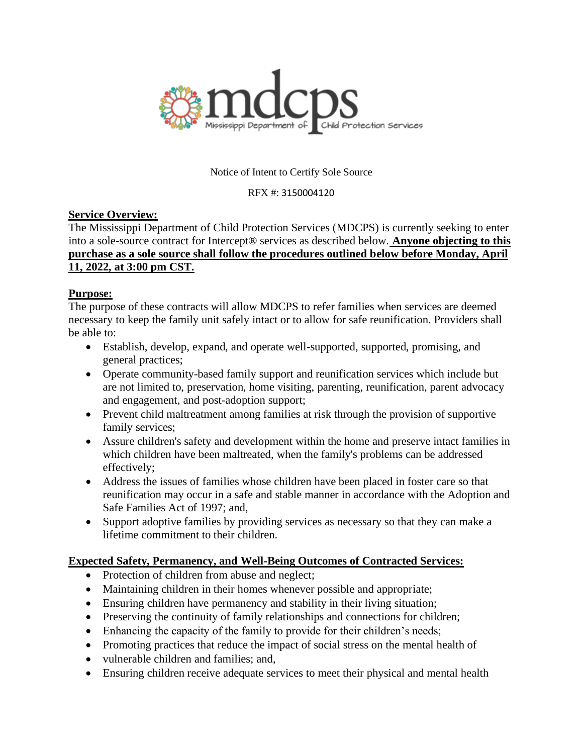mdcps Mississippi Department of Child Protection Services

Notice of Intent to Certify Sole Source

RFX #: 3150004120

**Service Overview:**

The Mississippi Department of Child Protection Services (MDCPS) is currently seeking to enter into a sole-source contract for Intercept® services as described below. **Anyone objecting to this purchase as a sole source shall follow the procedures outlined below before Monday, April 11, 2022, at 3:00 pm CST.**

**Purpose:**

The purpose of these contracts will allow MDCPS to refer families when services are deemed necessary to keep the family unit safely intact or to allow for safe reunification. Providers shall be able to:

- Establish, develop, expand, and operate well-supported, supported, promising, and general practices;
- Operate community-based family support and reunification services which include but are not limited to, preservation, home visiting, parenting, reunification, parent advocacy and engagement, and post-adoption support;
- Prevent child maltreatment among families at risk through the provision of supportive family services;
- Assure children's safety and development within the home and preserve intact families in which children have been maltreated, when the family's problems can be addressed effectively;
- Address the issues of families whose children have been placed in foster care so that reunification may occur in a safe and stable manner in accordance with the Adoption and Safe Families Act of 1997; and,
- Support adoptive families by providing services as necessary so that they can make a lifetime commitment to their children.

**Expected Safety, Permanency, and Well-Being Outcomes of Contracted Services:**

- Protection of children from abuse and neglect;
- Maintaining children in their homes whenever possible and appropriate;
- Ensuring children have permanency and stability in their living situation;
- Preserving the continuity of family relationships and connections for children;
- Enhancing the capacity of the family to provide for their children's needs;
- Promoting practices that reduce the impact of social stress on the mental health of
- vulnerable children and families; and,
- Ensuring children receive adequate services to meet their physical and mental health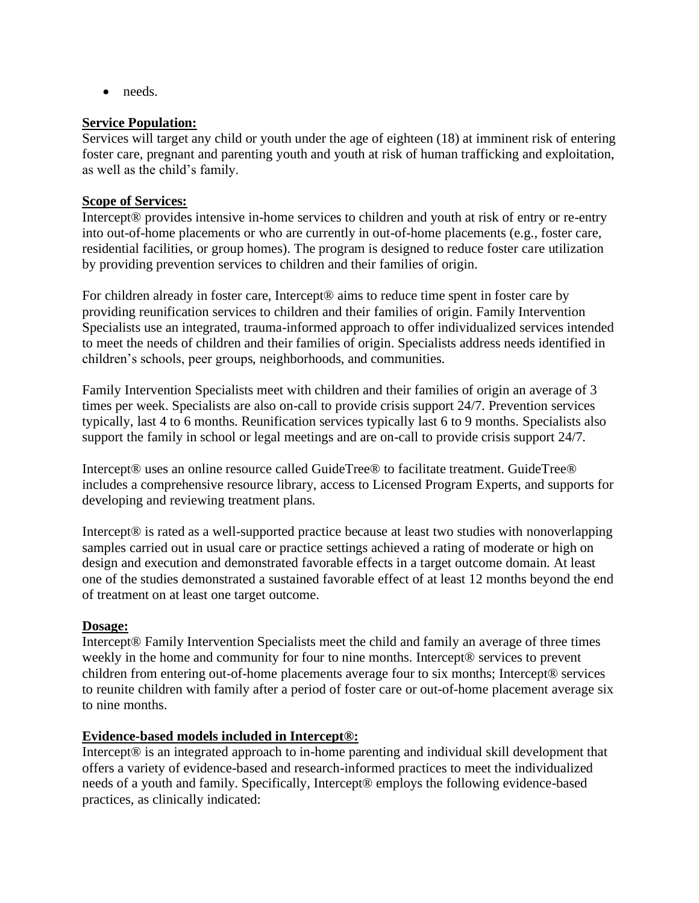- needs.

**Service Population:**

Services will target any child or youth under the age of eighteen (18) at imminent risk of entering foster care, pregnant and parenting youth and youth at risk of human trafficking and exploitation, as well as the child's family.

**Scope of Services:**

Intercept® provides intensive in-home services to children and youth at risk of entry or re-entry into out-of-home placements or who are currently in out-of-home placements (e.g., foster care, residential facilities, or group homes). The program is designed to reduce foster care utilization by providing prevention services to children and their families of origin.

For children already in foster care, Intercept® aims to reduce time spent in foster care by providing reunification services to children and their families of origin. Family Intervention Specialists use an integrated, trauma-informed approach to offer individualized services intended to meet the needs of children and their families of origin. Specialists address needs identified in children's schools, peer groups, neighborhoods, and communities.

Family Intervention Specialists meet with children and their families of origin an average of 3 times per week. Specialists are also on-call to provide crisis support 24/7. Prevention services typically, last 4 to 6 months. Reunification services typically last 6 to 9 months. Specialists also support the family in school or legal meetings and are on-call to provide crisis support 24/7.

Intercept® uses an online resource called GuideTree® to facilitate treatment. GuideTree® includes a comprehensive resource library, access to Licensed Program Experts, and supports for developing and reviewing treatment plans.

Intercept® is rated as a well-supported practice because at least two studies with nonoverlapping samples carried out in usual care or practice settings achieved a rating of moderate or high on design and execution and demonstrated favorable effects in a target outcome domain. At least one of the studies demonstrated a sustained favorable effect of at least 12 months beyond the end of treatment on at least one target outcome.

**Dosage:**

Intercept® Family Intervention Specialists meet the child and family an average of three times weekly in the home and community for four to nine months. Intercept® services to prevent children from entering out-of-home placements average four to six months; Intercept® services to reunite children with family after a period of foster care or out-of-home placement average six to nine months.

**Evidence-based models included in Intercept®:**

Intercept® is an integrated approach to in-home parenting and individual skill development that offers a variety of evidence-based and research-informed practices to meet the individualized needs of a youth and family. Specifically, Intercept® employs the following evidence-based practices, as clinically indicated: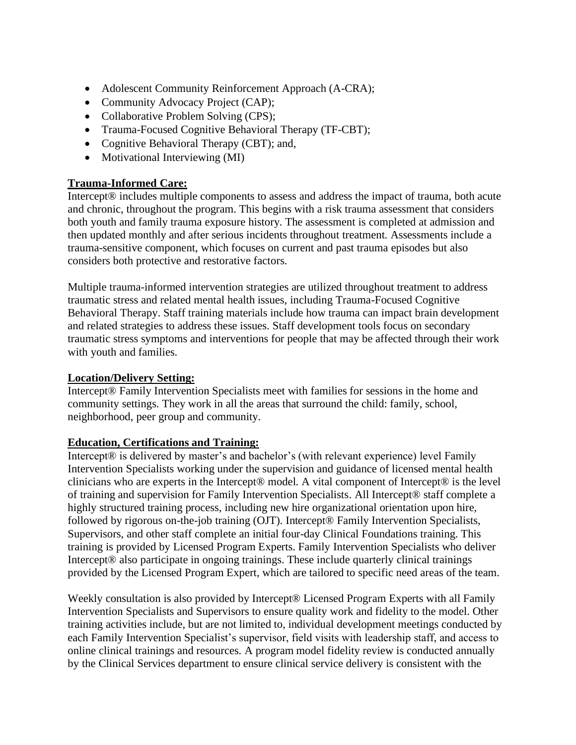- Adolescent Community Reinforcement Approach (A-CRA);
- Community Advocacy Project (CAP);
- Collaborative Problem Solving (CPS);
- Trauma-Focused Cognitive Behavioral Therapy (TF-CBT);
- Cognitive Behavioral Therapy (CBT); and,
- Motivational Interviewing (MI)

**Trauma-Informed Care:**

Intercept® includes multiple components to assess and address the impact of trauma, both acute and chronic, throughout the program. This begins with a risk trauma assessment that considers both youth and family trauma exposure history. The assessment is completed at admission and then updated monthly and after serious incidents throughout treatment. Assessments include a trauma-sensitive component, which focuses on current and past trauma episodes but also considers both protective and restorative factors.

Multiple trauma-informed intervention strategies are utilized throughout treatment to address traumatic stress and related mental health issues, including Trauma-Focused Cognitive Behavioral Therapy. Staff training materials include how trauma can impact brain development and related strategies to address these issues. Staff development tools focus on secondary traumatic stress symptoms and interventions for people that may be affected through their work with youth and families.

**Location/Delivery Setting:**

Intercept® Family Intervention Specialists meet with families for sessions in the home and community settings. They work in all the areas that surround the child: family, school, neighborhood, peer group and community.

**Education, Certifications and Training:**

Intercept® is delivered by master's and bachelor's (with relevant experience) level Family Intervention Specialists working under the supervision and guidance of licensed mental health clinicians who are experts in the Intercept® model. A vital component of Intercept® is the level of training and supervision for Family Intervention Specialists. All Intercept® staff complete a highly structured training process, including new hire organizational orientation upon hire, followed by rigorous on-the-job training (OJT). Intercept® Family Intervention Specialists, Supervisors, and other staff complete an initial four-day Clinical Foundations training. This training is provided by Licensed Program Experts. Family Intervention Specialists who deliver Intercept® also participate in ongoing trainings. These include quarterly clinical trainings provided by the Licensed Program Expert, which are tailored to specific need areas of the team.

Weekly consultation is also provided by Intercept® Licensed Program Experts with all Family Intervention Specialists and Supervisors to ensure quality work and fidelity to the model. Other training activities include, but are not limited to, individual development meetings conducted by each Family Intervention Specialist's supervisor, field visits with leadership staff, and access to online clinical trainings and resources. A program model fidelity review is conducted annually by the Clinical Services department to ensure clinical service delivery is consistent with the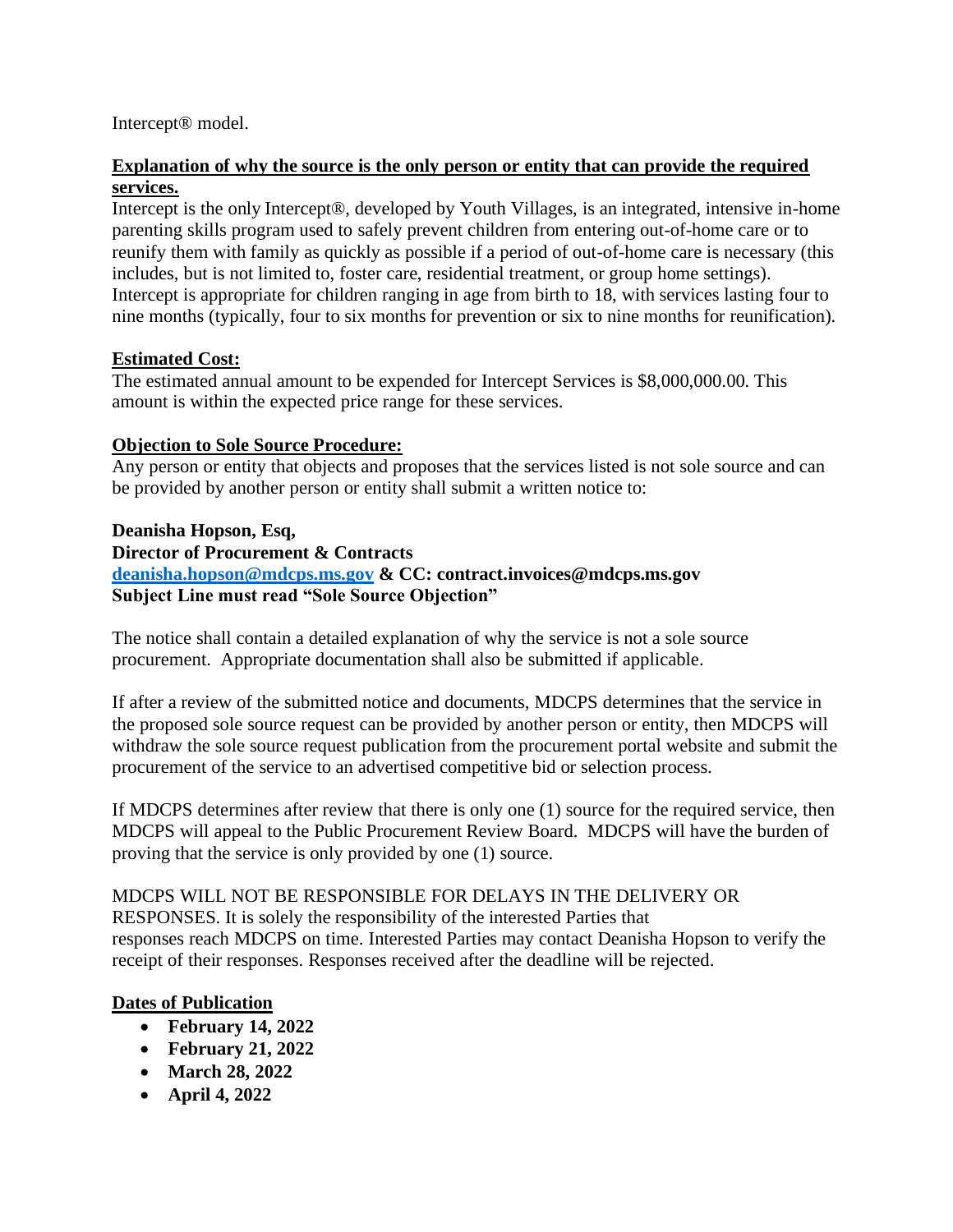Intercept® model.

**Explanation of why the source is the only person or entity that can provide the required services.**

Intercept is the only Intercept®, developed by Youth Villages, is an integrated, intensive in-home parenting skills program used to safely prevent children from entering out-of-home care or to reunify them with family as quickly as possible if a period of out-of-home care is necessary (this includes, but is not limited to, foster care, residential treatment, or group home settings). Intercept is appropriate for children ranging in age from birth to 18, with services lasting four to nine months (typically, four to six months for prevention or six to nine months for reunification).

**Estimated Cost:**

The estimated annual amount to be expended for Intercept Services is $8,000,000.00. This amount is within the expected price range for these services.

**Objection to Sole Source Procedure:**

Any person or entity that objects and proposes that the services listed is not sole source and can be provided by another person or entity shall submit a written notice to:

**Deanisha Hopson, Esq,**
**Director of Procurement & Contracts**
**deanisha.hopson@mdcps.ms.gov & CC: contract.invoices@mdcps.ms.gov**
**Subject Line must read "Sole Source Objection"**

The notice shall contain a detailed explanation of why the service is not a sole source procurement. Appropriate documentation shall also be submitted if applicable.

If after a review of the submitted notice and documents, MDCPS determines that the service in the proposed sole source request can be provided by another person or entity, then MDCPS will withdraw the sole source request publication from the procurement portal website and submit the procurement of the service to an advertised competitive bid or selection process.

If MDCPS determines after review that there is only one (1) source for the required service, then MDCPS will appeal to the Public Procurement Review Board. MDCPS will have the burden of proving that the service is only provided by one (1) source.

MDCPS WILL NOT BE RESPONSIBLE FOR DELAYS IN THE DELIVERY OR RESPONSES. It is solely the responsibility of the interested Parties that responses reach MDCPS on time. Interested Parties may contact Deanisha Hopson to verify the receipt of their responses. Responses received after the deadline will be rejected.

**Dates of Publication**

- **February 14, 2022**
- **February 21, 2022**
- **March 28, 2022**
- **April 4, 2022**